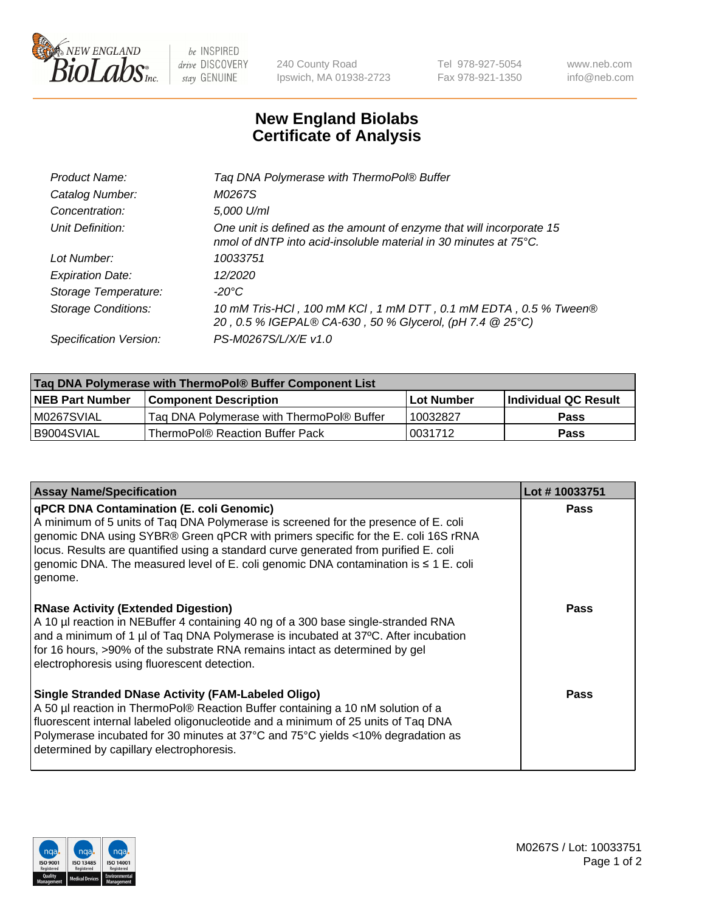# New England Biolabs
# Certificate of Analysis

| | |
|---|---|
| *Product Name:* | *Taq DNA Polymerase with ThermoPol® Buffer* |
| *Catalog Number:* | *M0267S* |
| *Concentration:* | *5,000 U/ml* |
| *Unit Definition:* | *One unit is defined as the amount of enzyme that will incorporate 15 nmol of dNTP into acid-insoluble material in 30 minutes at 75°C.* |
| *Lot Number:* | *10033751* |
| *Expiration Date:* | *12/2020* |
| *Storage Temperature:* | *-20°C* |
| *Storage Conditions:* | *10 mM Tris-HCl , 100 mM KCl , 1 mM DTT , 0.1 mM EDTA , 0.5 % Tween® 20 , 0.5 % IGEPAL® CA-630 , 50 % Glycerol, (pH 7.4 @ 25°C)* |
| *Specification Version:* | *PS-M0267S/L/X/E v1.0* |

| Taq DNA Polymerase with ThermoPol® Buffer Component List | | | |
|---|---|---|---|
| **NEB Part Number** | **Component Description** | **Lot Number** | **Individual QC Result** |
| M0267SVIAL | Taq DNA Polymerase with ThermoPol® Buffer | 10032827 | **Pass** |
| B9004SVIAL | ThermoPol® Reaction Buffer Pack | 0031712 | **Pass** |

| Assay Name/Specification | Lot # 10033751 |
|---|---|
| **qPCR DNA Contamination (E. coli Genomic)** A minimum of 5 units of Taq DNA Polymerase is screened for the presence of E. coli genomic DNA using SYBR® Green qPCR with primers specific for the E. coli 16S rRNA locus. Results are quantified using a standard curve generated from purified E. coli genomic DNA. The measured level of E. coli genomic DNA contamination is ≤ 1 E. coli genome. | **Pass** |
| **RNase Activity (Extended Digestion)** A 10 µl reaction in NEBuffer 4 containing 40 ng of a 300 base single-stranded RNA and a minimum of 1 µl of Taq DNA Polymerase is incubated at 37ºC. After incubation for 16 hours, >90% of the substrate RNA remains intact as determined by gel electrophoresis using fluorescent detection. | **Pass** |
| **Single Stranded DNase Activity (FAM-Labeled Oligo)** A 50 µl reaction in ThermoPol® Reaction Buffer containing a 10 nM solution of a fluorescent internal labeled oligonucleotide and a minimum of 25 units of Taq DNA Polymerase incubated for 30 minutes at 37°C and 75°C yields <10% degradation as determined by capillary electrophoresis. | **Pass** |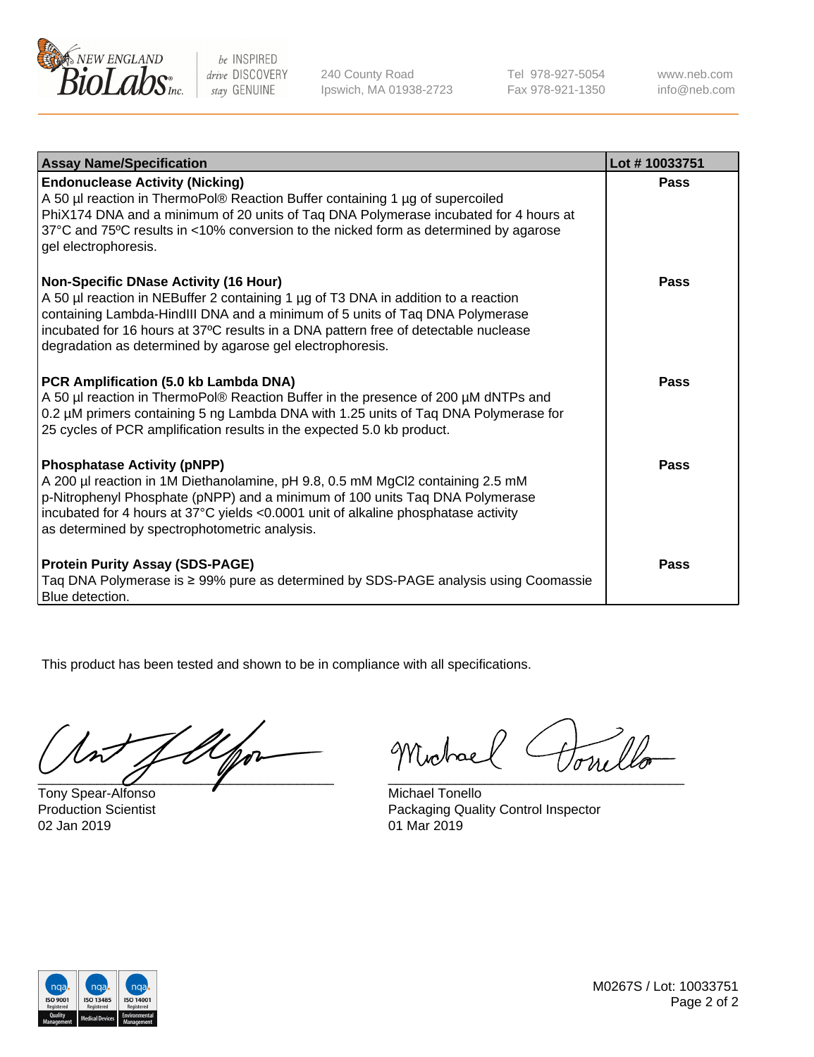240 County Road
Ipswich, MA 01938-2723

Tel 978-927-5054
Fax 978-921-1350

www.neb.com
info@neb.com

| Assay Name/Specification | Lot # 10033751 |
|---|---|
| **Endonuclease Activity (Nicking)**<br>A 50 µl reaction in ThermoPol® Reaction Buffer containing 1 µg of supercoiled PhiX174 DNA and a minimum of 20 units of Taq DNA Polymerase incubated for 4 hours at 37°C and 75ºC results in <10% conversion to the nicked form as determined by agarose gel electrophoresis. | **Pass** |
| **Non-Specific DNase Activity (16 Hour)**<br>A 50 µl reaction in NEBuffer 2 containing 1 µg of T3 DNA in addition to a reaction containing Lambda-HindIII DNA and a minimum of 5 units of Taq DNA Polymerase incubated for 16 hours at 37ºC results in a DNA pattern free of detectable nuclease degradation as determined by agarose gel electrophoresis. | **Pass** |
| **PCR Amplification (5.0 kb Lambda DNA)**<br>A 50 µl reaction in ThermoPol® Reaction Buffer in the presence of 200 µM dNTPs and 0.2 µM primers containing 5 ng Lambda DNA with 1.25 units of Taq DNA Polymerase for 25 cycles of PCR amplification results in the expected 5.0 kb product. | **Pass** |
| **Phosphatase Activity (pNPP)**<br>A 200 µl reaction in 1M Diethanolamine, pH 9.8, 0.5 mM $MgCl_2$ containing 2.5 mM p-Nitrophenyl Phosphate (pNPP) and a minimum of 100 units Taq DNA Polymerase incubated for 4 hours at 37°C yields <0.0001 unit of alkaline phosphatase activity as determined by spectrophotometric analysis. | **Pass** |
| **Protein Purity Assay (SDS-PAGE)**<br>Taq DNA Polymerase is ≥ 99% pure as determined by SDS-PAGE analysis using Coomassie Blue detection. | **Pass** |

This product has been tested and shown to be in compliance with all specifications.

Tony Spear-Alfonso
Production Scientist
02 Jan 2019

Michael Tonello
Packaging Quality Control Inspector
01 Mar 2019

M0267S / Lot: 10033751